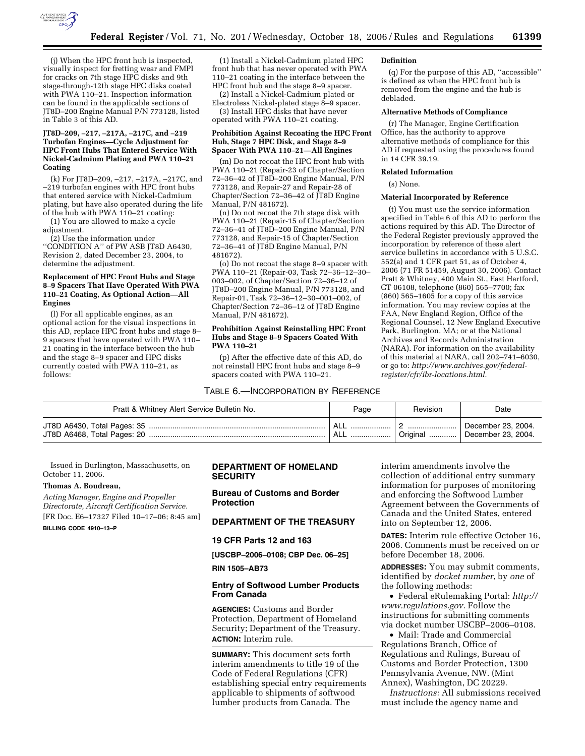(j) When the HPC front hub is inspected, visually inspect for fretting wear and FMPI for cracks on 7th stage HPC disks and 9th stage-through-12th stage HPC disks coated with PWA 110–21. Inspection information can be found in the applicable sections of JT8D–200 Engine Manual P/N 773128, listed in Table 3 of this AD.

**JT8D–209, –217, –217A, –217C, and –219 Turbofan Engines—Cycle Adjustment for HPC Front Hubs That Entered Service With Nickel-Cadmium Plating and PWA 110–21 Coating**

(k) For JT8D–209, –217, –217A, –217C, and –219 turbofan engines with HPC front hubs that entered service with Nickel-Cadmium plating, but have also operated during the life of the hub with PWA 110–21 coating:

(1) You are allowed to make a cycle adjustment.

(2) Use the information under ''CONDITION A'' of PW ASB JT8D A6430, Revision 2, dated December 23, 2004, to determine the adjustment.

**Replacement of HPC Front Hubs and Stage 8–9 Spacers That Have Operated With PWA 110–21 Coating, As Optional Action—All Engines**

(l) For all applicable engines, as an optional action for the visual inspections in this AD, replace HPC front hubs and stage 8–9 spacers that have operated with PWA 110–21 coating in the interface between the hub and the stage 8–9 spacer and HPC disks currently coated with PWA 110–21, as follows:

(1) Install a Nickel-Cadmium plated HPC front hub that has never operated with PWA 110–21 coating in the interface between the HPC front hub and the stage 8–9 spacer.

(2) Install a Nickel-Cadmium plated or Electroless Nickel-plated stage 8–9 spacer.

(3) Install HPC disks that have never operated with PWA 110–21 coating.

**Prohibition Against Recoating the HPC Front Hub, Stage 7 HPC Disk, and Stage 8–9 Spacer With PWA 110–21—All Engines**

(m) Do not recoat the HPC front hub with PWA 110–21 (Repair-23 of Chapter/Section 72–36–42 of JT8D–200 Engine Manual, P/N 773128, and Repair-27 and Repair-28 of Chapter/Section 72–36–42 of JT8D Engine Manual, P/N 481672).

(n) Do not recoat the 7th stage disk with PWA 110–21 (Repair-15 of Chapter/Section 72–36–41 of JT8D–200 Engine Manual, P/N 773128, and Repair-15 of Chapter/Section 72–36–41 of JT8D Engine Manual, P/N 481672).

(o) Do not recoat the stage 8–9 spacer with PWA 110–21 (Repair-03, Task 72–36–12–30–003–002, of Chapter/Section 72–36–12 of JT8D–200 Engine Manual, P/N 773128, and Repair-01, Task 72–36–12–30–001–002, of Chapter/Section 72–36–12 of JT8D Engine Manual, P/N 481672).

**Prohibition Against Reinstalling HPC Front Hubs and Stage 8–9 Spacers Coated With PWA 110–21**

(p) After the effective date of this AD, do not reinstall HPC front hubs and stage 8–9 spacers coated with PWA 110–21.

**Definition**

(q) For the purpose of this AD, ''accessible'' is defined as when the HPC front hub is removed from the engine and the hub is debladed.

**Alternative Methods of Compliance**

(r) The Manager, Engine Certification Office, has the authority to approve alternative methods of compliance for this AD if requested using the procedures found in 14 CFR 39.19.

**Related Information**

(s) None.

**Material Incorporated by Reference**

(t) You must use the service information specified in Table 6 of this AD to perform the actions required by this AD. The Director of the Federal Register previously approved the incorporation by reference of these alert service bulletins in accordance with 5 U.S.C. 552(a) and 1 CFR part 51, as of October 4, 2006 (71 FR 51459, August 30, 2006). Contact Pratt & Whitney, 400 Main St., East Hartford, CT 06108, telephone (860) 565–7700; fax (860) 565–1605 for a copy of this service information. You may review copies at the FAA, New England Region, Office of the Regional Counsel, 12 New England Executive Park, Burlington, MA; or at the National Archives and Records Administration (NARA). For information on the availability of this material at NARA, call 202–741–6030, or go to: *http://www.archives.gov/federal-register/cfr/ibr-locations.html.*

TABLE 6.—INCORPORATION BY REFERENCE

| Pratt & Whitney Alert Service Bulletin No. | Page | Revision | Date |
|---|---|---|---|
| JT8D A6430, Total Pages: 35 | ALL | 2 | December 23, 2004. |
| JT8D A6468, Total Pages: 20 | ALL | Original | December 23, 2004. |

Issued in Burlington, Massachusetts, on October 11, 2006.

**Thomas A. Boudreau,**

*Acting Manager, Engine and Propeller Directorate, Aircraft Certification Service.*

[FR Doc. E6–17327 Filed 10–17–06; 8:45 am]

**BILLING CODE 4910–13–P**

## DEPARTMENT OF HOMELAND SECURITY

## Bureau of Customs and Border Protection

## DEPARTMENT OF THE TREASURY

## 19 CFR Parts 12 and 163

**[USCBP–2006–0108; CBP Dec. 06–25]**

**RIN 1505–AB73**

## Entry of Softwood Lumber Products From Canada

**AGENCIES:** Customs and Border Protection, Department of Homeland Security; Department of the Treasury.

**ACTION:** Interim rule.

**SUMMARY:** This document sets forth interim amendments to title 19 of the Code of Federal Regulations (CFR) establishing special entry requirements applicable to shipments of softwood lumber products from Canada. The interim amendments involve the collection of additional entry summary information for purposes of monitoring and enforcing the Softwood Lumber Agreement between the Governments of Canada and the United States, entered into on September 12, 2006.

**DATES:** Interim rule effective October 16, 2006. Comments must be received on or before December 18, 2006.

**ADDRESSES:** You may submit comments, identified by *docket number*, by *one* of the following methods:

- Federal eRulemaking Portal: *http://www.regulations.gov.* Follow the instructions for submitting comments via docket number USCBP–2006–0108.
- Mail: Trade and Commercial Regulations Branch, Office of Regulations and Rulings, Bureau of Customs and Border Protection, 1300 Pennsylvania Avenue, NW. (Mint Annex), Washington, DC 20229.

*Instructions:* All submissions received must include the agency name and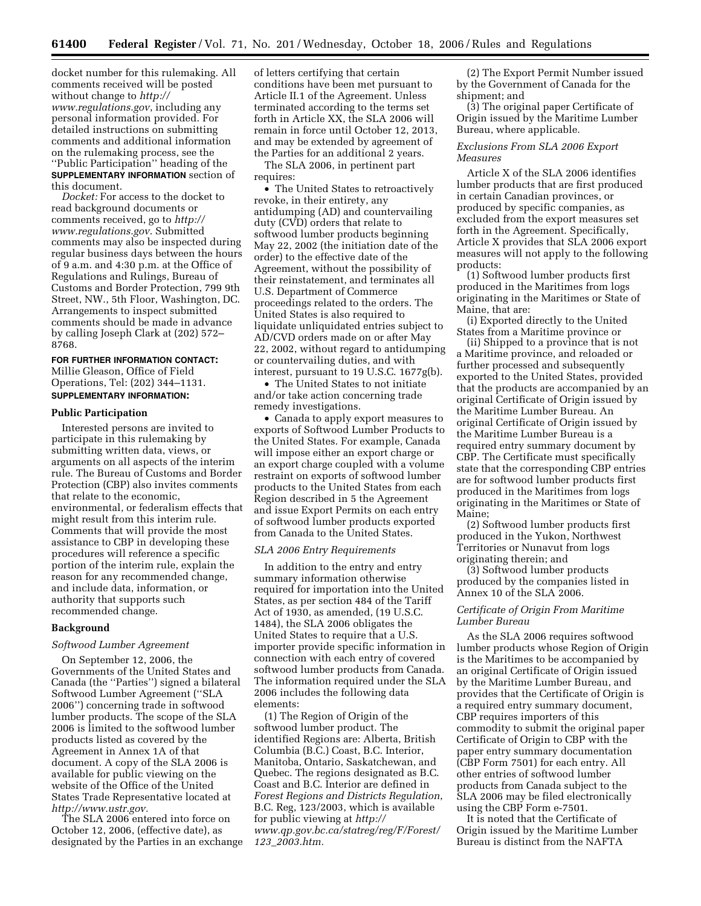docket number for this rulemaking. All comments received will be posted without change to *http://www.regulations.gov*, including any personal information provided. For detailed instructions on submitting comments and additional information on the rulemaking process, see the ''Public Participation'' heading of the **SUPPLEMENTARY INFORMATION** section of this document.

*Docket:* For access to the docket to read background documents or comments received, go to *http://www.regulations.gov*. Submitted comments may also be inspected during regular business days between the hours of 9 a.m. and 4:30 p.m. at the Office of Regulations and Rulings, Bureau of Customs and Border Protection, 799 9th Street, NW., 5th Floor, Washington, DC. Arrangements to inspect submitted comments should be made in advance by calling Joseph Clark at (202) 572–8768.

**FOR FURTHER INFORMATION CONTACT:** Millie Gleason, Office of Field Operations, Tel: (202) 344–1131.

**SUPPLEMENTARY INFORMATION:**

## Public Participation

Interested persons are invited to participate in this rulemaking by submitting written data, views, or arguments on all aspects of the interim rule. The Bureau of Customs and Border Protection (CBP) also invites comments that relate to the economic, environmental, or federalism effects that might result from this interim rule. Comments that will provide the most assistance to CBP in developing these procedures will reference a specific portion of the interim rule, explain the reason for any recommended change, and include data, information, or authority that supports such recommended change.

## Background

### *Softwood Lumber Agreement*

On September 12, 2006, the Governments of the United States and Canada (the ''Parties'') signed a bilateral Softwood Lumber Agreement (''SLA 2006'') concerning trade in softwood lumber products. The scope of the SLA 2006 is limited to the softwood lumber products listed as covered by the Agreement in Annex 1A of that document. A copy of the SLA 2006 is available for public viewing on the website of the Office of the United States Trade Representative located at *http://www.ustr.gov.*

The SLA 2006 entered into force on October 12, 2006, (effective date), as designated by the Parties in an exchange of letters certifying that certain conditions have been met pursuant to Article II.1 of the Agreement. Unless terminated according to the terms set forth in Article XX, the SLA 2006 will remain in force until October 12, 2013, and may be extended by agreement of the Parties for an additional 2 years.

The SLA 2006, in pertinent part requires:

- The United States to retroactively revoke, in their entirety, any antidumping (AD) and countervailing duty (CVD) orders that relate to softwood lumber products beginning May 22, 2002 (the initiation date of the order) to the effective date of the Agreement, without the possibility of their reinstatement, and terminates all U.S. Department of Commerce proceedings related to the orders. The United States is also required to liquidate unliquidated entries subject to AD/CVD orders made on or after May 22, 2002, without regard to antidumping or countervailing duties, and with interest, pursuant to 19 U.S.C. 1677g(b).
- The United States to not initiate and/or take action concerning trade remedy investigations.
- Canada to apply export measures to exports of Softwood Lumber Products to the United States. For example, Canada will impose either an export charge or an export charge coupled with a volume restraint on exports of softwood lumber products to the United States from each Region described in 5 the Agreement and issue Export Permits on each entry of softwood lumber products exported from Canada to the United States.

### *SLA 2006 Entry Requirements*

In addition to the entry and entry summary information otherwise required for importation into the United States, as per section 484 of the Tariff Act of 1930, as amended, (19 U.S.C. 1484), the SLA 2006 obligates the United States to require that a U.S. importer provide specific information in connection with each entry of covered softwood lumber products from Canada. The information required under the SLA 2006 includes the following data elements:

(1) The Region of Origin of the softwood lumber product. The identified Regions are: Alberta, British Columbia (B.C.) Coast, B.C. Interior, Manitoba, Ontario, Saskatchewan, and Quebec. The regions designated as B.C. Coast and B.C. Interior are defined in *Forest Regions and Districts Regulation*, B.C. Reg, 123/2003, which is available for public viewing at *http://www.qp.gov.bc.ca/statreg/reg/F/Forest/123_2003.htm.*

(2) The Export Permit Number issued by the Government of Canada for the shipment; and

(3) The original paper Certificate of Origin issued by the Maritime Lumber Bureau, where applicable.

### *Exclusions From SLA 2006 Export Measures*

Article X of the SLA 2006 identifies lumber products that are first produced in certain Canadian provinces, or produced by specific companies, as excluded from the export measures set forth in the Agreement. Specifically, Article X provides that SLA 2006 export measures will not apply to the following products:

(1) Softwood lumber products first produced in the Maritimes from logs originating in the Maritimes or State of Maine, that are:

(i) Exported directly to the United States from a Maritime province or

(ii) Shipped to a province that is not a Maritime province, and reloaded or further processed and subsequently exported to the United States, provided that the products are accompanied by an original Certificate of Origin issued by the Maritime Lumber Bureau. An original Certificate of Origin issued by the Maritime Lumber Bureau is a required entry summary document by CBP. The Certificate must specifically state that the corresponding CBP entries are for softwood lumber products first produced in the Maritimes from logs originating in the Maritimes or State of Maine;

(2) Softwood lumber products first produced in the Yukon, Northwest Territories or Nunavut from logs originating therein; and

(3) Softwood lumber products produced by the companies listed in Annex 10 of the SLA 2006.

### *Certificate of Origin From Maritime Lumber Bureau*

As the SLA 2006 requires softwood lumber products whose Region of Origin is the Maritimes to be accompanied by an original Certificate of Origin issued by the Maritime Lumber Bureau, and provides that the Certificate of Origin is a required entry summary document, CBP requires importers of this commodity to submit the original paper Certificate of Origin to CBP with the paper entry summary documentation (CBP Form 7501) for each entry. All other entries of softwood lumber products from Canada subject to the SLA 2006 may be filed electronically using the CBP Form e-7501.

It is noted that the Certificate of Origin issued by the Maritime Lumber Bureau is distinct from the NAFTA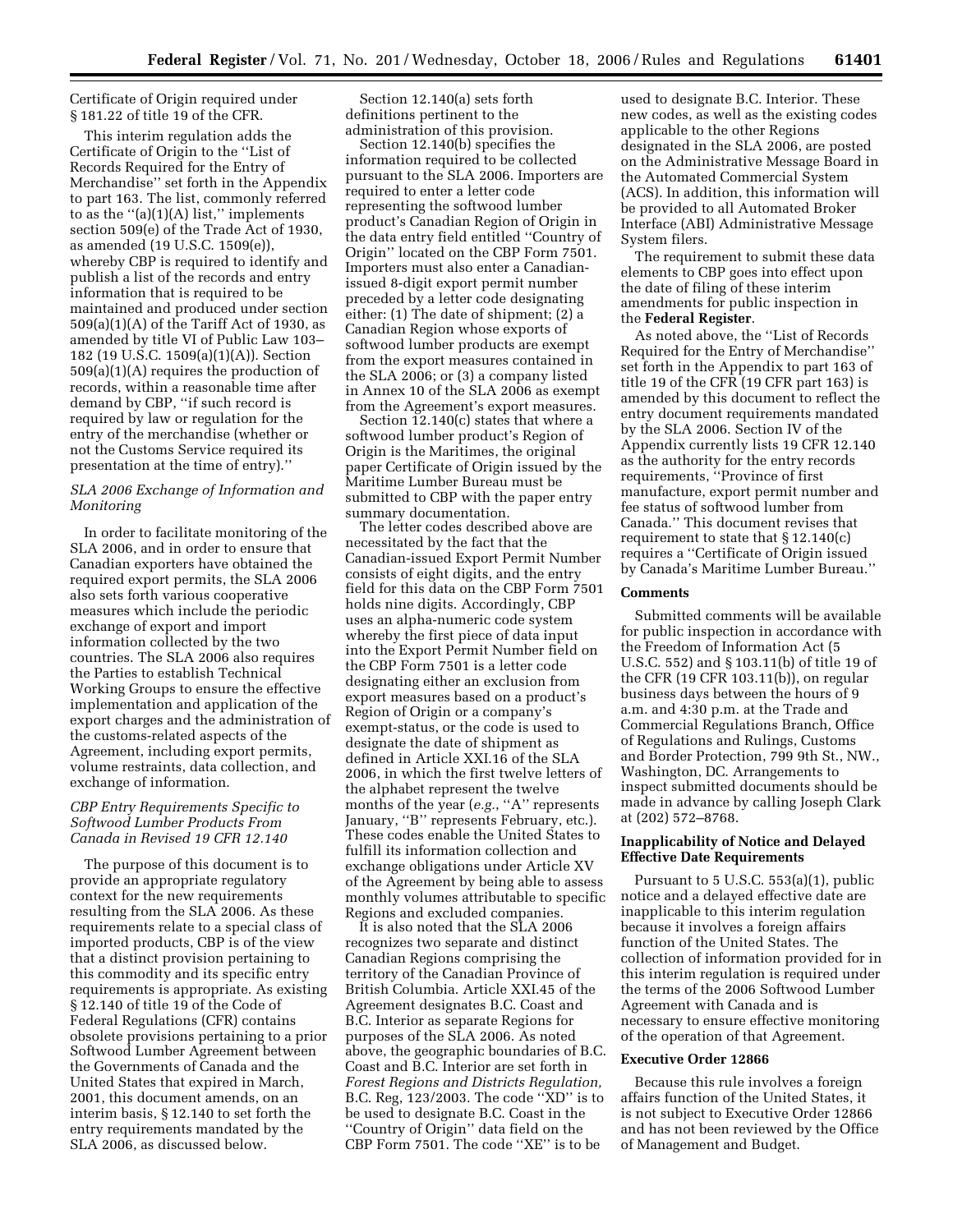Certificate of Origin required under § 181.22 of title 19 of the CFR.

This interim regulation adds the Certificate of Origin to the ''List of Records Required for the Entry of Merchandise'' set forth in the Appendix to part 163. The list, commonly referred to as the ''(a)(1)(A) list,'' implements section 509(e) of the Trade Act of 1930, as amended (19 U.S.C. 1509(e)), whereby CBP is required to identify and publish a list of the records and entry information that is required to be maintained and produced under section 509(a)(1)(A) of the Tariff Act of 1930, as amended by title VI of Public Law 103–182 (19 U.S.C. 1509(a)(1)(A)). Section 509(a)(1)(A) requires the production of records, within a reasonable time after demand by CBP, ''if such record is required by law or regulation for the entry of the merchandise (whether or not the Customs Service required its presentation at the time of entry).''

*SLA 2006 Exchange of Information and Monitoring*

In order to facilitate monitoring of the SLA 2006, and in order to ensure that Canadian exporters have obtained the required export permits, the SLA 2006 also sets forth various cooperative measures which include the periodic exchange of export and import information collected by the two countries. The SLA 2006 also requires the Parties to establish Technical Working Groups to ensure the effective implementation and application of the export charges and the administration of the customs-related aspects of the Agreement, including export permits, volume restraints, data collection, and exchange of information.

*CBP Entry Requirements Specific to Softwood Lumber Products From Canada in Revised 19 CFR 12.140*

The purpose of this document is to provide an appropriate regulatory context for the new requirements resulting from the SLA 2006. As these requirements relate to a special class of imported products, CBP is of the view that a distinct provision pertaining to this commodity and its specific entry requirements is appropriate. As existing § 12.140 of title 19 of the Code of Federal Regulations (CFR) contains obsolete provisions pertaining to a prior Softwood Lumber Agreement between the Governments of Canada and the United States that expired in March, 2001, this document amends, on an interim basis, § 12.140 to set forth the entry requirements mandated by the SLA 2006, as discussed below.

Section 12.140(a) sets forth definitions pertinent to the administration of this provision.

Section 12.140(b) specifies the information required to be collected pursuant to the SLA 2006. Importers are required to enter a letter code representing the softwood lumber product's Canadian Region of Origin in the data entry field entitled ''Country of Origin'' located on the CBP Form 7501. Importers must also enter a Canadian-issued 8-digit export permit number preceded by a letter code designating either: (1) The date of shipment; (2) a Canadian Region whose exports of softwood lumber products are exempt from the export measures contained in the SLA 2006; or (3) a company listed in Annex 10 of the SLA 2006 as exempt from the Agreement's export measures.

Section 12.140(c) states that where a softwood lumber product's Region of Origin is the Maritimes, the original paper Certificate of Origin issued by the Maritime Lumber Bureau must be submitted to CBP with the paper entry summary documentation.

The letter codes described above are necessitated by the fact that the Canadian-issued Export Permit Number consists of eight digits, and the entry field for this data on the CBP Form 7501 holds nine digits. Accordingly, CBP uses an alpha-numeric code system whereby the first piece of data input into the Export Permit Number field on the CBP Form 7501 is a letter code designating either an exclusion from export measures based on a product's Region of Origin or a company's exempt-status, or the code is used to designate the date of shipment as defined in Article XXI.16 of the SLA 2006, in which the first twelve letters of the alphabet represent the twelve months of the year (*e.g.*, ''A'' represents January, ''B'' represents February, etc.). These codes enable the United States to fulfill its information collection and exchange obligations under Article XV of the Agreement by being able to assess monthly volumes attributable to specific Regions and excluded companies.

It is also noted that the SLA 2006 recognizes two separate and distinct Canadian Regions comprising the territory of the Canadian Province of British Columbia. Article XXI.45 of the Agreement designates B.C. Coast and B.C. Interior as separate Regions for purposes of the SLA 2006. As noted above, the geographic boundaries of B.C. Coast and B.C. Interior are set forth in *Forest Regions and Districts Regulation,* B.C. Reg, 123/2003. The code ''XD'' is to be used to designate B.C. Coast in the ''Country of Origin'' data field on the CBP Form 7501. The code ''XE'' is to be used to designate B.C. Interior. These new codes, as well as the existing codes applicable to the other Regions designated in the SLA 2006, are posted on the Administrative Message Board in the Automated Commercial System (ACS). In addition, this information will be provided to all Automated Broker Interface (ABI) Administrative Message System filers.

The requirement to submit these data elements to CBP goes into effect upon the date of filing of these interim amendments for public inspection in the **Federal Register**.

As noted above, the ''List of Records Required for the Entry of Merchandise'' set forth in the Appendix to part 163 of title 19 of the CFR (19 CFR part 163) is amended by this document to reflect the entry document requirements mandated by the SLA 2006. Section IV of the Appendix currently lists 19 CFR 12.140 as the authority for the entry records requirements, ''Province of first manufacture, export permit number and fee status of softwood lumber from Canada.'' This document revises that requirement to state that § 12.140(c) requires a ''Certificate of Origin issued by Canada's Maritime Lumber Bureau.''

**Comments**

Submitted comments will be available for public inspection in accordance with the Freedom of Information Act (5 U.S.C. 552) and § 103.11(b) of title 19 of the CFR (19 CFR 103.11(b)), on regular business days between the hours of 9 a.m. and 4:30 p.m. at the Trade and Commercial Regulations Branch, Office of Regulations and Rulings, Customs and Border Protection, 799 9th St., NW., Washington, DC. Arrangements to inspect submitted documents should be made in advance by calling Joseph Clark at (202) 572–8768.

**Inapplicability of Notice and Delayed Effective Date Requirements**

Pursuant to 5 U.S.C. 553(a)(1), public notice and a delayed effective date are inapplicable to this interim regulation because it involves a foreign affairs function of the United States. The collection of information provided for in this interim regulation is required under the terms of the 2006 Softwood Lumber Agreement with Canada and is necessary to ensure effective monitoring of the operation of that Agreement.

**Executive Order 12866**

Because this rule involves a foreign affairs function of the United States, it is not subject to Executive Order 12866 and has not been reviewed by the Office of Management and Budget.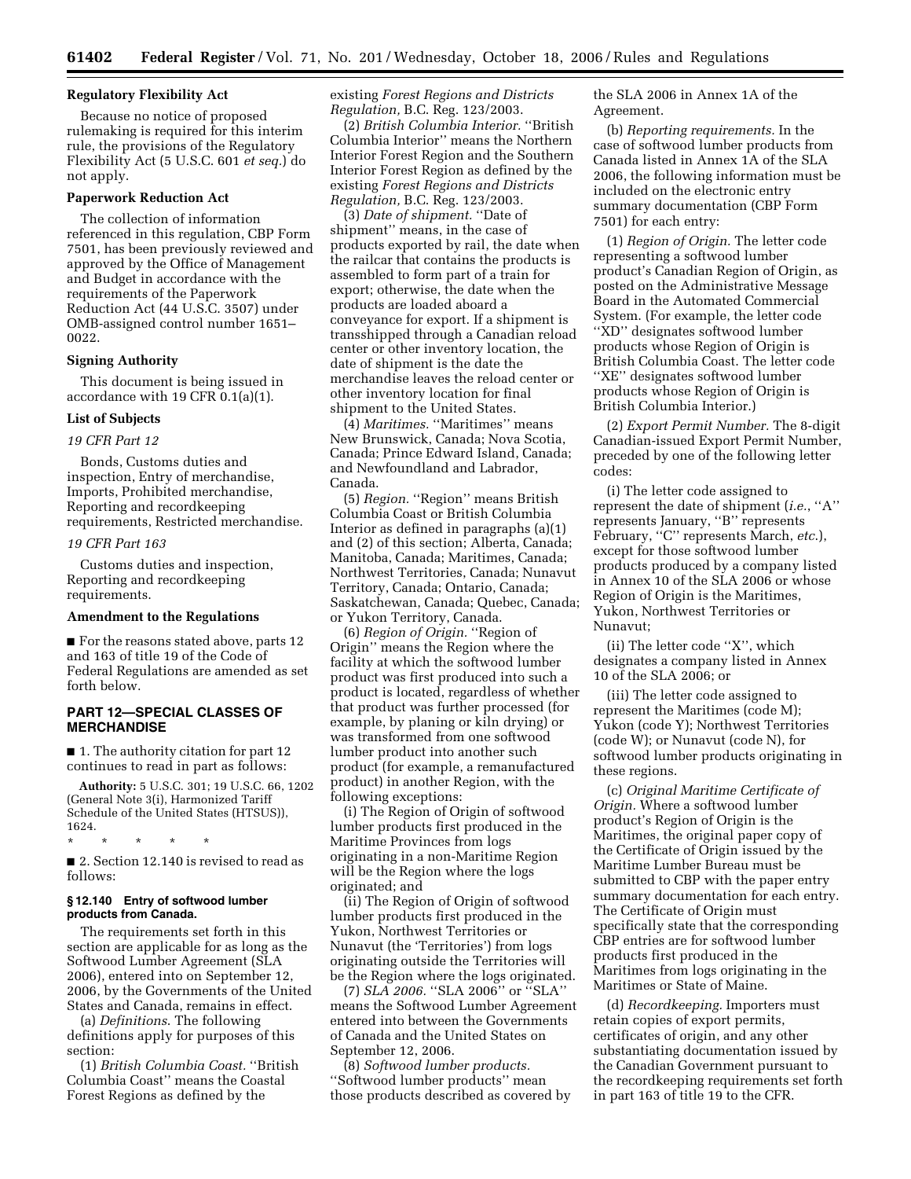**Regulatory Flexibility Act**

Because no notice of proposed rulemaking is required for this interim rule, the provisions of the Regulatory Flexibility Act (5 U.S.C. 601 *et seq.*) do not apply.

**Paperwork Reduction Act**

The collection of information referenced in this regulation, CBP Form 7501, has been previously reviewed and approved by the Office of Management and Budget in accordance with the requirements of the Paperwork Reduction Act (44 U.S.C. 3507) under OMB-assigned control number 1651–0022.

**Signing Authority**

This document is being issued in accordance with 19 CFR 0.1(a)(1).

**List of Subjects**

*19 CFR Part 12*

Bonds, Customs duties and inspection, Entry of merchandise, Imports, Prohibited merchandise, Reporting and recordkeeping requirements, Restricted merchandise.

*19 CFR Part 163*

Customs duties and inspection, Reporting and recordkeeping requirements.

**Amendment to the Regulations**

■ For the reasons stated above, parts 12 and 163 of title 19 of the Code of Federal Regulations are amended as set forth below.

## PART 12—SPECIAL CLASSES OF MERCHANDISE

■ 1. The authority citation for part 12 continues to read in part as follows:

**Authority:** 5 U.S.C. 301; 19 U.S.C. 66, 1202 (General Note 3(i), Harmonized Tariff Schedule of the United States (HTSUS)), 1624.

\* \* \* \* \*

■ 2. Section 12.140 is revised to read as follows:

### § 12.140 Entry of softwood lumber products from Canada.

The requirements set forth in this section are applicable for as long as the Softwood Lumber Agreement (SLA 2006), entered into on September 12, 2006, by the Governments of the United States and Canada, remains in effect.

(a) *Definitions*. The following definitions apply for purposes of this section:

(1) *British Columbia Coast.* ''British Columbia Coast'' means the Coastal Forest Regions as defined by the existing *Forest Regions and Districts Regulation,* B.C. Reg. 123/2003.

(2) *British Columbia Interior.* ''British Columbia Interior'' means the Northern Interior Forest Region and the Southern Interior Forest Region as defined by the existing *Forest Regions and Districts Regulation,* B.C. Reg. 123/2003.

(3) *Date of shipment.* ''Date of shipment'' means, in the case of products exported by rail, the date when the railcar that contains the products is assembled to form part of a train for export; otherwise, the date when the products are loaded aboard a conveyance for export. If a shipment is transshipped through a Canadian reload center or other inventory location, the date of shipment is the date the merchandise leaves the reload center or other inventory location for final shipment to the United States.

(4) *Maritimes.* ''Maritimes'' means New Brunswick, Canada; Nova Scotia, Canada; Prince Edward Island, Canada; and Newfoundland and Labrador, Canada.

(5) *Region.* ''Region'' means British Columbia Coast or British Columbia Interior as defined in paragraphs (a)(1) and (2) of this section; Alberta, Canada; Manitoba, Canada; Maritimes, Canada; Northwest Territories, Canada; Nunavut Territory, Canada; Ontario, Canada; Saskatchewan, Canada; Quebec, Canada; or Yukon Territory, Canada.

(6) *Region of Origin.* ''Region of Origin'' means the Region where the facility at which the softwood lumber product was first produced into such a product is located, regardless of whether that product was further processed (for example, by planing or kiln drying) or was transformed from one softwood lumber product into another such product (for example, a remanufactured product) in another Region, with the following exceptions:

(i) The Region of Origin of softwood lumber products first produced in the Maritime Provinces from logs originating in a non-Maritime Region will be the Region where the logs originated; and

(ii) The Region of Origin of softwood lumber products first produced in the Yukon, Northwest Territories or Nunavut (the 'Territories') from logs originating outside the Territories will be the Region where the logs originated.

(7) *SLA 2006.* ''SLA 2006'' or ''SLA'' means the Softwood Lumber Agreement entered into between the Governments of Canada and the United States on September 12, 2006.

(8) *Softwood lumber products.* ''Softwood lumber products'' mean those products described as covered by the SLA 2006 in Annex 1A of the Agreement.

(b) *Reporting requirements.* In the case of softwood lumber products from Canada listed in Annex 1A of the SLA 2006, the following information must be included on the electronic entry summary documentation (CBP Form 7501) for each entry:

(1) *Region of Origin.* The letter code representing a softwood lumber product's Canadian Region of Origin, as posted on the Administrative Message Board in the Automated Commercial System. (For example, the letter code ''XD'' designates softwood lumber products whose Region of Origin is British Columbia Coast. The letter code ''XE'' designates softwood lumber products whose Region of Origin is British Columbia Interior.)

(2) *Export Permit Number.* The 8-digit Canadian-issued Export Permit Number, preceded by one of the following letter codes:

(i) The letter code assigned to represent the date of shipment (*i.e.*, ''A'' represents January, ''B'' represents February, ''C'' represents March, *etc.*), except for those softwood lumber products produced by a company listed in Annex 10 of the SLA 2006 or whose Region of Origin is the Maritimes, Yukon, Northwest Territories or Nunavut;

(ii) The letter code ''X'', which designates a company listed in Annex 10 of the SLA 2006; or

(iii) The letter code assigned to represent the Maritimes (code M); Yukon (code Y); Northwest Territories (code W); or Nunavut (code N), for softwood lumber products originating in these regions.

(c) *Original Maritime Certificate of Origin.* Where a softwood lumber product's Region of Origin is the Maritimes, the original paper copy of the Certificate of Origin issued by the Maritime Lumber Bureau must be submitted to CBP with the paper entry summary documentation for each entry. The Certificate of Origin must specifically state that the corresponding CBP entries are for softwood lumber products first produced in the Maritimes from logs originating in the Maritimes or State of Maine.

(d) *Recordkeeping.* Importers must retain copies of export permits, certificates of origin, and any other substantiating documentation issued by the Canadian Government pursuant to the recordkeeping requirements set forth in part 163 of title 19 to the CFR.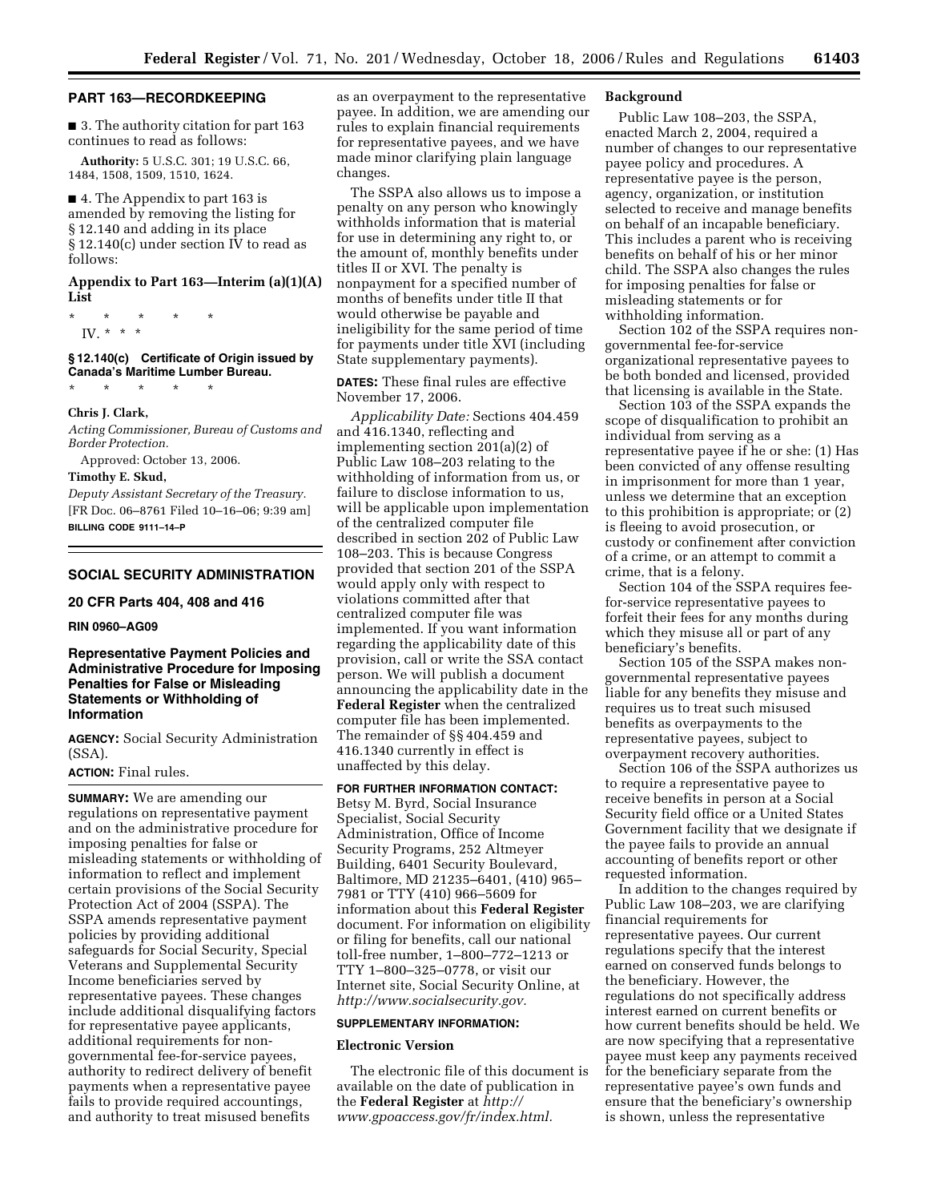## PART 163—RECORDKEEPING

■ 3. The authority citation for part 163 continues to read as follows:

**Authority:** 5 U.S.C. 301; 19 U.S.C. 66, 1484, 1508, 1509, 1510, 1624.

■ 4. The Appendix to part 163 is amended by removing the listing for § 12.140 and adding in its place § 12.140(c) under section IV to read as follows:

### Appendix to Part 163—Interim (a)(1)(A) List

\* \* \* \* \*

IV. \* \* \*

**§ 12.140(c) Certificate of Origin issued by Canada's Maritime Lumber Bureau.**

\* \* \* \* \*

**Chris J. Clark,**

*Acting Commissioner, Bureau of Customs and Border Protection.*

Approved: October 13, 2006.

**Timothy E. Skud,**

*Deputy Assistant Secretary of the Treasury.*

[FR Doc. 06–8761 Filed 10–16–06; 9:39 am]

**BILLING CODE 9111–14–P**

---

## SOCIAL SECURITY ADMINISTRATION

### 20 CFR Parts 404, 408 and 416

### RIN 0960–AG09

### Representative Payment Policies and Administrative Procedure for Imposing Penalties for False or Misleading Statements or Withholding of Information

**AGENCY:** Social Security Administration (SSA).

**ACTION:** Final rules.

**SUMMARY:** We are amending our regulations on representative payment and on the administrative procedure for imposing penalties for false or misleading statements or withholding of information to reflect and implement certain provisions of the Social Security Protection Act of 2004 (SSPA). The SSPA amends representative payment policies by providing additional safeguards for Social Security, Special Veterans and Supplemental Security Income beneficiaries served by representative payees. These changes include additional disqualifying factors for representative payee applicants, additional requirements for non-governmental fee-for-service payees, authority to redirect delivery of benefit payments when a representative payee fails to provide required accountings, and authority to treat misused benefits as an overpayment to the representative payee. In addition, we are amending our rules to explain financial requirements for representative payees, and we have made minor clarifying plain language changes.

The SSPA also allows us to impose a penalty on any person who knowingly withholds information that is material for use in determining any right to, or the amount of, monthly benefits under titles II or XVI. The penalty is nonpayment for a specified number of months of benefits under title II that would otherwise be payable and ineligibility for the same period of time for payments under title XVI (including State supplementary payments).

**DATES:** These final rules are effective November 17, 2006.

*Applicability Date:* Sections 404.459 and 416.1340, reflecting and implementing section 201(a)(2) of Public Law 108–203 relating to the withholding of information from us, or failure to disclose information to us, will be applicable upon implementation of the centralized computer file described in section 202 of Public Law 108–203. This is because Congress provided that section 201 of the SSPA would apply only with respect to violations committed after that centralized computer file was implemented. If you want information regarding the applicability date of this provision, call or write the SSA contact person. We will publish a document announcing the applicability date in the **Federal Register** when the centralized computer file has been implemented. The remainder of §§ 404.459 and 416.1340 currently in effect is unaffected by this delay.

**FOR FURTHER INFORMATION CONTACT:** Betsy M. Byrd, Social Insurance Specialist, Social Security Administration, Office of Income Security Programs, 252 Altmeyer Building, 6401 Security Boulevard, Baltimore, MD 21235–6401, (410) 965–7981 or TTY (410) 966–5609 for information about this **Federal Register** document. For information on eligibility or filing for benefits, call our national toll-free number, 1–800–772–1213 or TTY 1–800–325–0778, or visit our Internet site, Social Security Online, at *http://www.socialsecurity.gov.*

**SUPPLEMENTARY INFORMATION:**

#### Electronic Version

The electronic file of this document is available on the date of publication in the **Federal Register** at *http://www.gpoaccess.gov/fr/index.html.*

#### Background

Public Law 108–203, the SSPA, enacted March 2, 2004, required a number of changes to our representative payee policy and procedures. A representative payee is the person, agency, organization, or institution selected to receive and manage benefits on behalf of an incapable beneficiary. This includes a parent who is receiving benefits on behalf of his or her minor child. The SSPA also changes the rules for imposing penalties for false or misleading statements or for withholding information.

Section 102 of the SSPA requires non-governmental fee-for-service organizational representative payees to be both bonded and licensed, provided that licensing is available in the State.

Section 103 of the SSPA expands the scope of disqualification to prohibit an individual from serving as a representative payee if he or she: (1) Has been convicted of any offense resulting in imprisonment for more than 1 year, unless we determine that an exception to this prohibition is appropriate; or (2) is fleeing to avoid prosecution, or custody or confinement after conviction of a crime, or an attempt to commit a crime, that is a felony.

Section 104 of the SSPA requires fee-for-service representative payees to forfeit their fees for any months during which they misuse all or part of any beneficiary's benefits.

Section 105 of the SSPA makes non-governmental representative payees liable for any benefits they misuse and requires us to treat such misused benefits as overpayments to the representative payees, subject to overpayment recovery authorities.

Section 106 of the SSPA authorizes us to require a representative payee to receive benefits in person at a Social Security field office or a United States Government facility that we designate if the payee fails to provide an annual accounting of benefits report or other requested information.

In addition to the changes required by Public Law 108–203, we are clarifying financial requirements for representative payees. Our current regulations specify that the interest earned on conserved funds belongs to the beneficiary. However, the regulations do not specifically address interest earned on current benefits or how current benefits should be held. We are now specifying that a representative payee must keep any payments received for the beneficiary separate from the representative payee's own funds and ensure that the beneficiary's ownership is shown, unless the representative